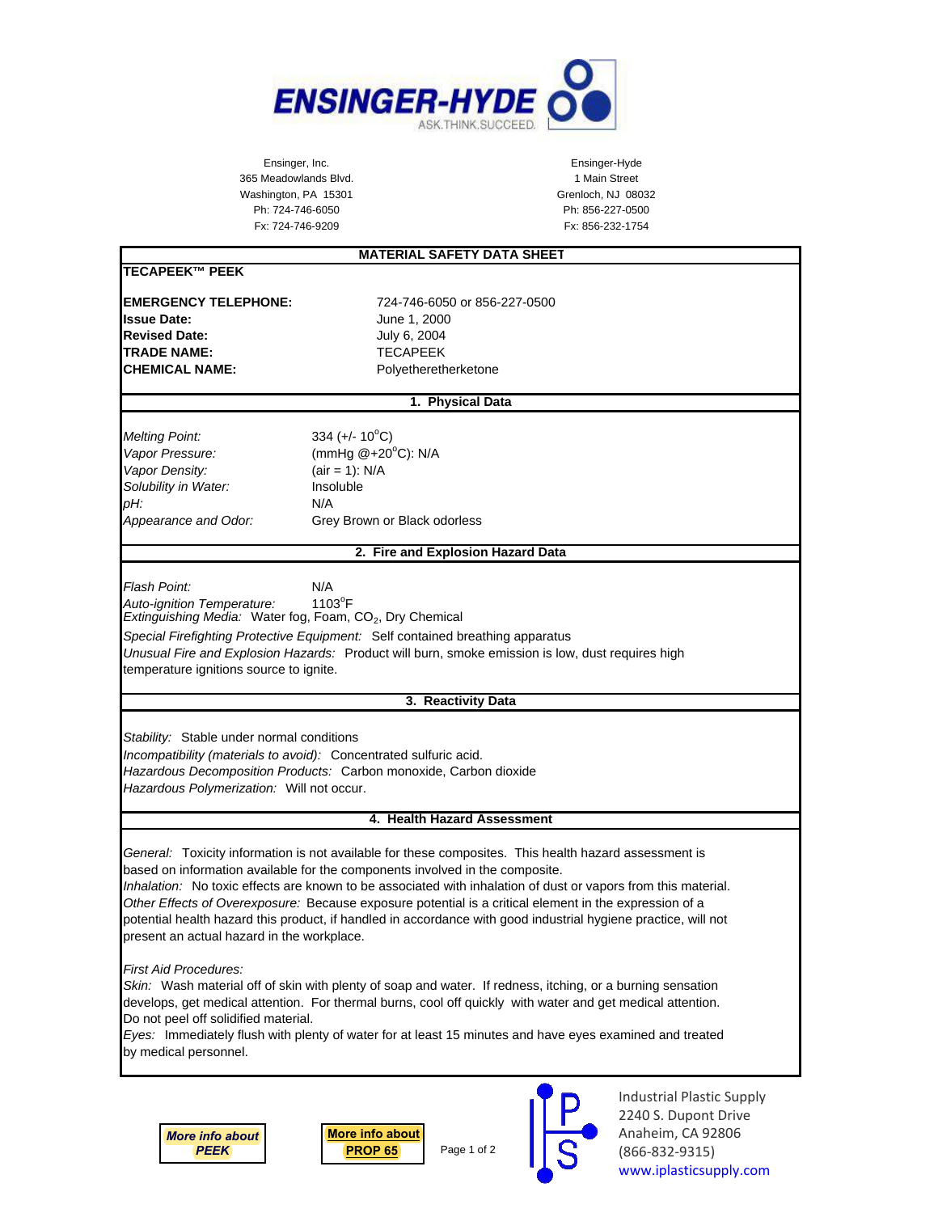# ENSINGER-HYDE

ASK.THINK.SUCCEED.

Ensinger, Inc.
365 Meadowlands Blvd.
Washington, PA 15301
Ph: 724-746-6050
Fx: 724-746-9209

Ensinger-Hyde
1 Main Street
Grenloch, NJ 08032
Ph: 856-227-0500
Fx: 856-232-1754

## MATERIAL SAFETY DATA SHEET

**TECAPEEK™ PEEK**

**EMERGENCY TELEPHONE:** 724-746-6050 or 856-227-0500
**Issue Date:** June 1, 2000
**Revised Date:** July 6, 2004
**TRADE NAME:** TECAPEEK
**CHEMICAL NAME:** Polyetheretherketone

## 1. Physical Data

*Melting Point:* 334 (+/- 10$^{o}$C)
*Vapor Pressure:* (mmHg @+20$^{o}$C): N/A
*Vapor Density:* (air = 1): N/A
*Solubility in Water:* Insoluble
*pH:* N/A
*Appearance and Odor:* Grey Brown or Black odorless

## 2. Fire and Explosion Hazard Data

*Flash Point:* N/A
*Auto-ignition Temperature:* 1103$^{o}$F
*Extinguishing Media:* Water fog, Foam, $CO_2$, Dry Chemical

*Special Firefighting Protective Equipment:* Self contained breathing apparatus
*Unusual Fire and Explosion Hazards:* Product will burn, smoke emission is low, dust requires high temperature ignitions source to ignite.

## 3. Reactivity Data

*Stability:* Stable under normal conditions
*Incompatibility (materials to avoid):* Concentrated sulfuric acid.
*Hazardous Decomposition Products:* Carbon monoxide, Carbon dioxide
*Hazardous Polymerization:* Will not occur.

## 4. Health Hazard Assessment

*General:* Toxicity information is not available for these composites. This health hazard assessment is based on information available for the components involved in the composite.
*Inhalation:* No toxic effects are known to be associated with inhalation of dust or vapors from this material.
*Other Effects of Overexposure:* Because exposure potential is a critical element in the expression of a potential health hazard this product, if handled in accordance with good industrial hygiene practice, will not present an actual hazard in the workplace.

*First Aid Procedures:*
*Skin:* Wash material off of skin with plenty of soap and water. If redness, itching, or a burning sensation develops, get medical attention. For thermal burns, cool off quickly with water and get medical attention. Do not peel off solidified material.
*Eyes:* Immediately flush with plenty of water for at least 15 minutes and have eyes examined and treated by medical personnel.

**More info about PEEK**

**More info about PROP 65**

Industrial Plastic Supply
2240 S. Dupont Drive
Anaheim, CA 92806
(866-832-9315)
www.iplasticsupply.com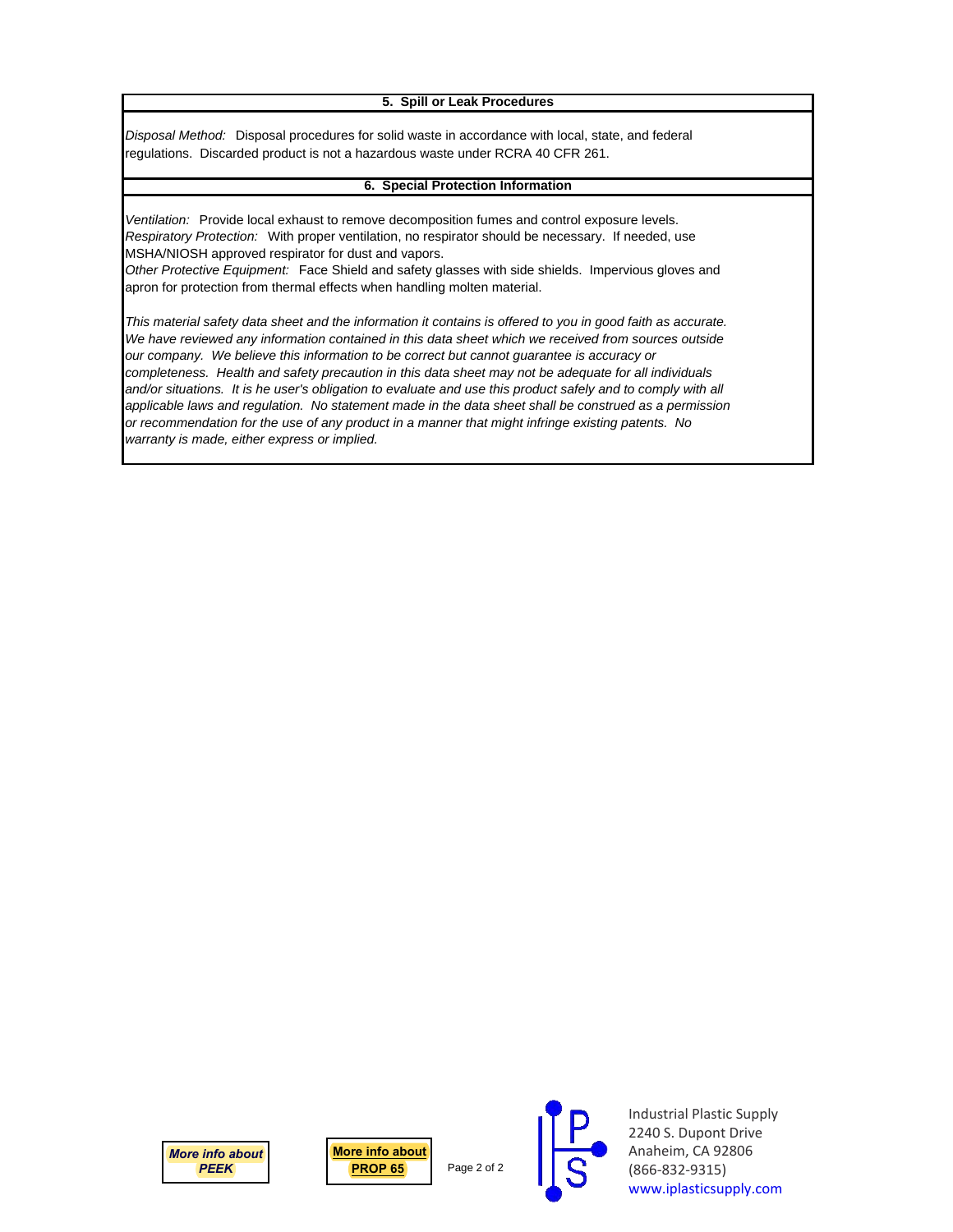## 5. Spill or Leak Procedures

*Disposal Method:* Disposal procedures for solid waste in accordance with local, state, and federal regulations. Discarded product is not a hazardous waste under RCRA 40 CFR 261.

## 6. Special Protection Information

*Ventilation:* Provide local exhaust to remove decomposition fumes and control exposure levels.
*Respiratory Protection:* With proper ventilation, no respirator should be necessary. If needed, use MSHA/NIOSH approved respirator for dust and vapors.
*Other Protective Equipment:* Face Shield and safety glasses with side shields. Impervious gloves and apron for protection from thermal effects when handling molten material.

*This material safety data sheet and the information it contains is offered to you in good faith as accurate. We have reviewed any information contained in this data sheet which we received from sources outside our company. We believe this information to be correct but cannot guarantee is accuracy or completeness. Health and safety precaution in this data sheet may not be adequate for all individuals and/or situations. It is he user's obligation to evaluate and use this product safely and to comply with all applicable laws and regulation. No statement made in the data sheet shall be construed as a permission or recommendation for the use of any product in a manner that might infringe existing patents. No warranty is made, either express or implied.*

***More info about PEEK***

**More info about PROP 65**

Industrial Plastic Supply
2240 S. Dupont Drive
Anaheim, CA 92806
(866-832-9315)
www.iplasticsupply.com